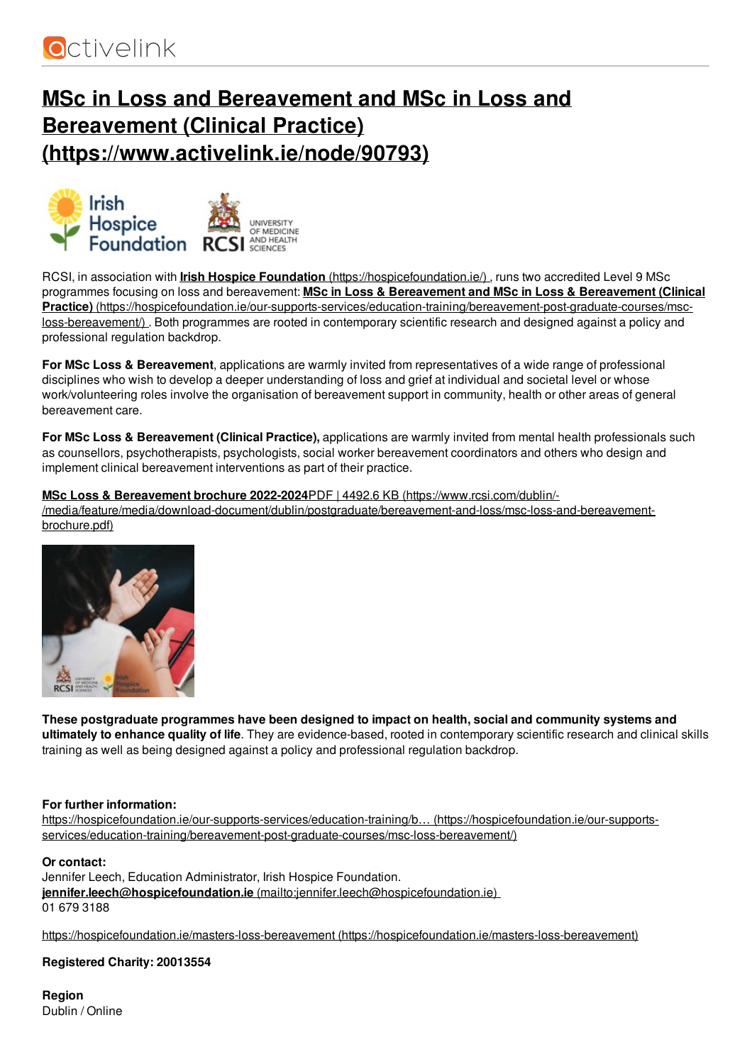# MSc in Loss and Bereavement and MSc in Loss and Bereavement (Clinical Practice) (https://www.activelink.ie/node/90793)

RCSI, in association with **Irish Hospice Foundation** (https://hospicefoundation.ie/) , runs two accredited Level 9 MSc programmes focusing on loss and bereavement: **MSc in Loss & Bereavement and MSc in Loss & Bereavement (Clinical Practice)** (https://hospicefoundation.ie/our-supports-services/education-training/bereavement-post-graduate-courses/msc-loss-bereavement/) . Both programmes are rooted in contemporary scientific research and designed against a policy and professional regulation backdrop.

**For MSc Loss & Bereavement**, applications are warmly invited from representatives of a wide range of professional disciplines who wish to develop a deeper understanding of loss and grief at individual and societal level or whose work/volunteering roles involve the organisation of bereavement support in community, health or other areas of general bereavement care.

**For MSc Loss & Bereavement (Clinical Practice),** applications are warmly invited from mental health professionals such as counsellors, psychotherapists, psychologists, social worker bereavement coordinators and others who design and implement clinical bereavement interventions as part of their practice.

**MSc Loss & Bereavement brochure 2022-2024**PDF | 4492.6 KB (https://www.rcsi.com/dublin/-/media/feature/media/download-document/dublin/postgraduate/bereavement-and-loss/msc-loss-and-bereavement-brochure.pdf)

**These postgraduate programmes have been designed to impact on health, social and community systems and ultimately to enhance quality of life**. They are evidence-based, rooted in contemporary scientific research and clinical skills training as well as being designed against a policy and professional regulation backdrop.

**For further information:**
https://hospicefoundation.ie/our-supports-services/education-training/b… (https://hospicefoundation.ie/our-supports-services/education-training/bereavement-post-graduate-courses/msc-loss-bereavement/)

**Or contact:**
Jennifer Leech, Education Administrator, Irish Hospice Foundation.
**jennifer.leech@hospicefoundation.ie** (mailto:jennifer.leech@hospicefoundation.ie)
01 679 3188

https://hospicefoundation.ie/masters-loss-bereavement (https://hospicefoundation.ie/masters-loss-bereavement)

**Registered Charity: 20013554**

**Region**
Dublin / Online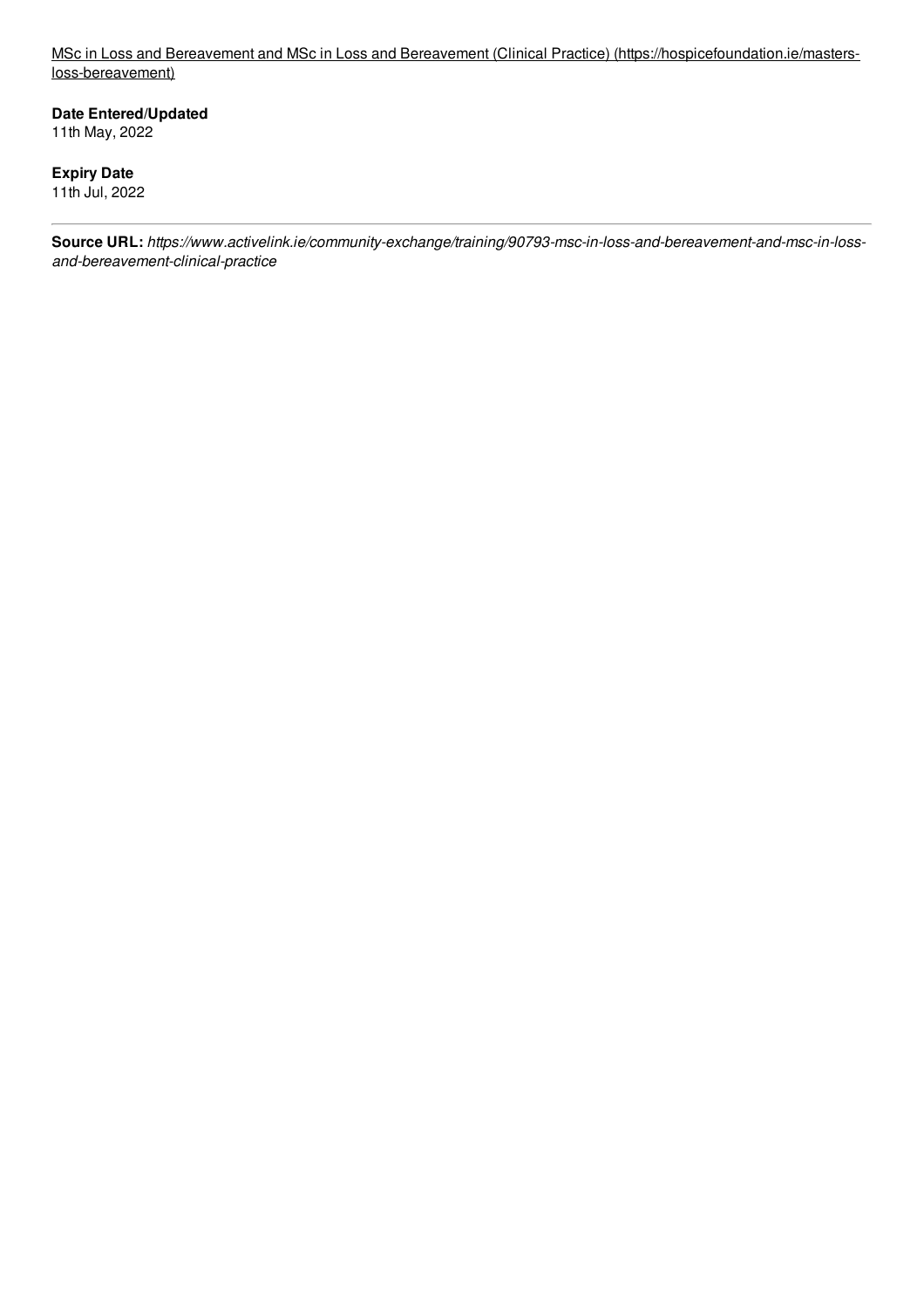MSc in Loss and Bereavement and MSc in Loss and Bereavement (Clinical Practice) (https://hospicefoundation.ie/masters-loss-bereavement)

**Date Entered/Updated**
11th May, 2022

**Expiry Date**
11th Jul, 2022

---

**Source URL:** *https://www.activelink.ie/community-exchange/training/90793-msc-in-loss-and-bereavement-and-msc-in-loss-and-bereavement-clinical-practice*